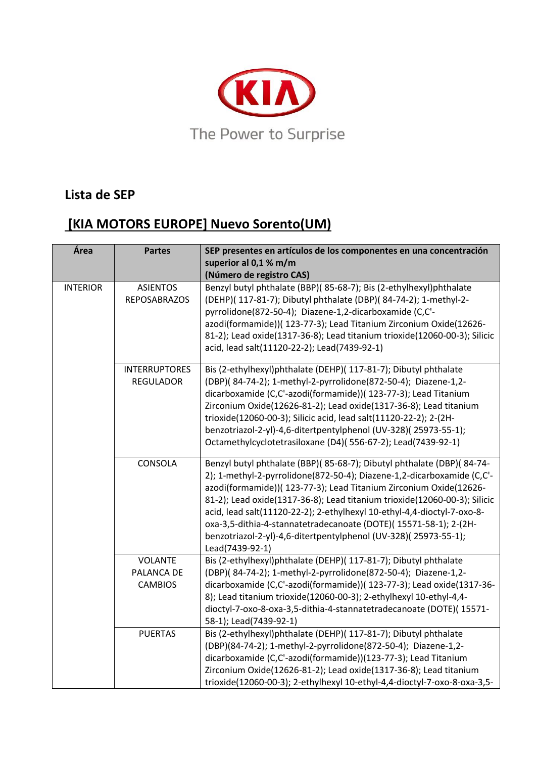The Power to Surprise

## Lista de SEP

## [KIA MOTORS EUROPE] Nuevo Sorento(UM)

| Área | Partes | SEP presentes en artículos de los componentes en una concentración superior al 0,1 % m/m (Número de registro CAS) |
|---|---|---|
| INTERIOR | ASIENTOS REPOSABRAZOS | Benzyl butyl phthalate (BBP)( 85-68-7); Bis (2-ethylhexyl)phthalate (DEHP)( 117-81-7); Dibutyl phthalate (DBP)( 84-74-2); 1-methyl-2-pyrrolidone(872-50-4); Diazene-1,2-dicarboxamide (C,C'-azodi(formamide))( 123-77-3); Lead Titanium Zirconium Oxide(12626-81-2); Lead oxide(1317-36-8); Lead titanium trioxide(12060-00-3); Silicic acid, lead salt(11120-22-2); Lead(7439-92-1) |
| | INTERRUPTORES REGULADOR | Bis (2-ethylhexyl)phthalate (DEHP)( 117-81-7); Dibutyl phthalate (DBP)( 84-74-2); 1-methyl-2-pyrrolidone(872-50-4); Diazene-1,2-dicarboxamide (C,C'-azodi(formamide))( 123-77-3); Lead Titanium Zirconium Oxide(12626-81-2); Lead oxide(1317-36-8); Lead titanium trioxide(12060-00-3); Silicic acid, lead salt(11120-22-2); 2-(2H-benzotriazol-2-yl)-4,6-ditertpentylphenol (UV-328)( 25973-55-1); Octamethylcyclotetrasiloxane (D4)( 556-67-2); Lead(7439-92-1) |
| | CONSOLA | Benzyl butyl phthalate (BBP)( 85-68-7); Dibutyl phthalate (DBP)( 84-74-2); 1-methyl-2-pyrrolidone(872-50-4); Diazene-1,2-dicarboxamide (C,C'-azodi(formamide))( 123-77-3); Lead Titanium Zirconium Oxide(12626-81-2); Lead oxide(1317-36-8); Lead titanium trioxide(12060-00-3); Silicic acid, lead salt(11120-22-2); 2-ethylhexyl 10-ethyl-4,4-dioctyl-7-oxo-8-oxa-3,5-dithia-4-stannatetradecanoate (DOTE)( 15571-58-1); 2-(2H-benzotriazol-2-yl)-4,6-ditertpentylphenol (UV-328)( 25973-55-1); Lead(7439-92-1) |
| | VOLANTE PALANCA DE CAMBIOS | Bis (2-ethylhexyl)phthalate (DEHP)( 117-81-7); Dibutyl phthalate (DBP)( 84-74-2); 1-methyl-2-pyrrolidone(872-50-4); Diazene-1,2-dicarboxamide (C,C'-azodi(formamide))( 123-77-3); Lead oxide(1317-36-8); Lead titanium trioxide(12060-00-3); 2-ethylhexyl 10-ethyl-4,4-dioctyl-7-oxo-8-oxa-3,5-dithia-4-stannatetradecanoate (DOTE)( 15571-58-1); Lead(7439-92-1) |
| | PUERTAS | Bis (2-ethylhexyl)phthalate (DEHP)( 117-81-7); Dibutyl phthalate (DBP)(84-74-2); 1-methyl-2-pyrrolidone(872-50-4); Diazene-1,2-dicarboxamide (C,C'-azodi(formamide))(123-77-3); Lead Titanium Zirconium Oxide(12626-81-2); Lead oxide(1317-36-8); Lead titanium trioxide(12060-00-3); 2-ethylhexyl 10-ethyl-4,4-dioctyl-7-oxo-8-oxa-3,5- |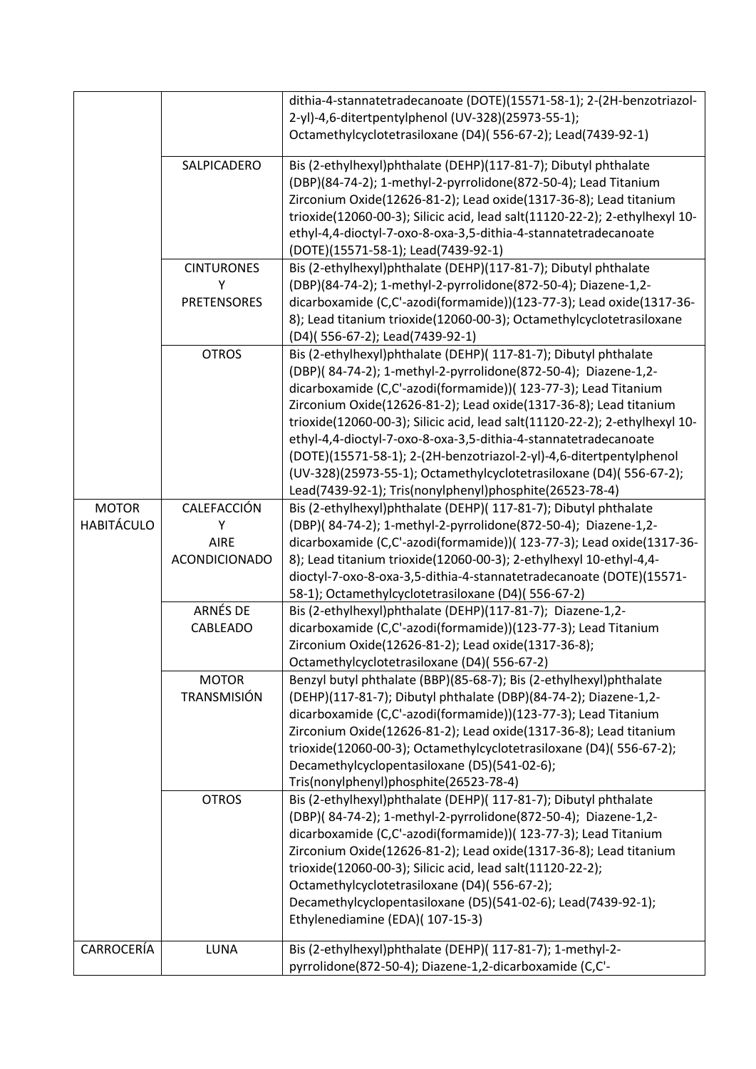| | | |
|---|---|---|
| | | dithia-4-stannatetradecanoate (DOTE)(15571-58-1); 2-(2H-benzotriazol-2-yl)-4,6-ditertpentylphenol (UV-328)(25973-55-1); Octamethylcyclotetrasiloxane (D4)( 556-67-2); Lead(7439-92-1) |
| | SALPICADERO | Bis (2-ethylhexyl)phthalate (DEHP)(117-81-7); Dibutyl phthalate (DBP)(84-74-2); 1-methyl-2-pyrrolidone(872-50-4); Lead Titanium Zirconium Oxide(12626-81-2); Lead oxide(1317-36-8); Lead titanium trioxide(12060-00-3); Silicic acid, lead salt(11120-22-2); 2-ethylhexyl 10-ethyl-4,4-dioctyl-7-oxo-8-oxa-3,5-dithia-4-stannatetradecanoate (DOTE)(15571-58-1); Lead(7439-92-1) |
| | CINTURONES Y PRETENSORES | Bis (2-ethylhexyl)phthalate (DEHP)(117-81-7); Dibutyl phthalate (DBP)(84-74-2); 1-methyl-2-pyrrolidone(872-50-4); Diazene-1,2-dicarboxamide (C,C'-azodi(formamide))(123-77-3); Lead oxide(1317-36-8); Lead titanium trioxide(12060-00-3); Octamethylcyclotetrasiloxane (D4)( 556-67-2); Lead(7439-92-1) |
| | OTROS | Bis (2-ethylhexyl)phthalate (DEHP)( 117-81-7); Dibutyl phthalate (DBP)( 84-74-2); 1-methyl-2-pyrrolidone(872-50-4); Diazene-1,2-dicarboxamide (C,C'-azodi(formamide))( 123-77-3); Lead Titanium Zirconium Oxide(12626-81-2); Lead oxide(1317-36-8); Lead titanium trioxide(12060-00-3); Silicic acid, lead salt(11120-22-2); 2-ethylhexyl 10-ethyl-4,4-dioctyl-7-oxo-8-oxa-3,5-dithia-4-stannatetradecanoate (DOTE)(15571-58-1); 2-(2H-benzotriazol-2-yl)-4,6-ditertpentylphenol (UV-328)(25973-55-1); Octamethylcyclotetrasiloxane (D4)( 556-67-2); Lead(7439-92-1); Tris(nonylphenyl)phosphite(26523-78-4) |
| MOTOR HABITÁCULO | CALEFACCIÓN Y AIRE ACONDICIONADO | Bis (2-ethylhexyl)phthalate (DEHP)( 117-81-7); Dibutyl phthalate (DBP)( 84-74-2); 1-methyl-2-pyrrolidone(872-50-4); Diazene-1,2-dicarboxamide (C,C'-azodi(formamide))( 123-77-3); Lead oxide(1317-36-8); Lead titanium trioxide(12060-00-3); 2-ethylhexyl 10-ethyl-4,4-dioctyl-7-oxo-8-oxa-3,5-dithia-4-stannatetradecanoate (DOTE)(15571-58-1); Octamethylcyclotetrasiloxane (D4)( 556-67-2) |
| | ARNÉS DE CABLEADO | Bis (2-ethylhexyl)phthalate (DEHP)(117-81-7); Diazene-1,2-dicarboxamide (C,C'-azodi(formamide))(123-77-3); Lead Titanium Zirconium Oxide(12626-81-2); Lead oxide(1317-36-8); Octamethylcyclotetrasiloxane (D4)( 556-67-2) |
| | MOTOR TRANSMISIÓN | Benzyl butyl phthalate (BBP)(85-68-7); Bis (2-ethylhexyl)phthalate (DEHP)(117-81-7); Dibutyl phthalate (DBP)(84-74-2); Diazene-1,2-dicarboxamide (C,C'-azodi(formamide))(123-77-3); Lead Titanium Zirconium Oxide(12626-81-2); Lead oxide(1317-36-8); Lead titanium trioxide(12060-00-3); Octamethylcyclotetrasiloxane (D4)( 556-67-2); Decamethylcyclopentasiloxane (D5)(541-02-6); Tris(nonylphenyl)phosphite(26523-78-4) |
| | OTROS | Bis (2-ethylhexyl)phthalate (DEHP)( 117-81-7); Dibutyl phthalate (DBP)( 84-74-2); 1-methyl-2-pyrrolidone(872-50-4); Diazene-1,2-dicarboxamide (C,C'-azodi(formamide))( 123-77-3); Lead Titanium Zirconium Oxide(12626-81-2); Lead oxide(1317-36-8); Lead titanium trioxide(12060-00-3); Silicic acid, lead salt(11120-22-2); Octamethylcyclotetrasiloxane (D4)( 556-67-2); Decamethylcyclopentasiloxane (D5)(541-02-6); Lead(7439-92-1); Ethylenediamine (EDA)( 107-15-3) |
| CARROCERÍA | LUNA | Bis (2-ethylhexyl)phthalate (DEHP)( 117-81-7); 1-methyl-2-pyrrolidone(872-50-4); Diazene-1,2-dicarboxamide (C,C'- |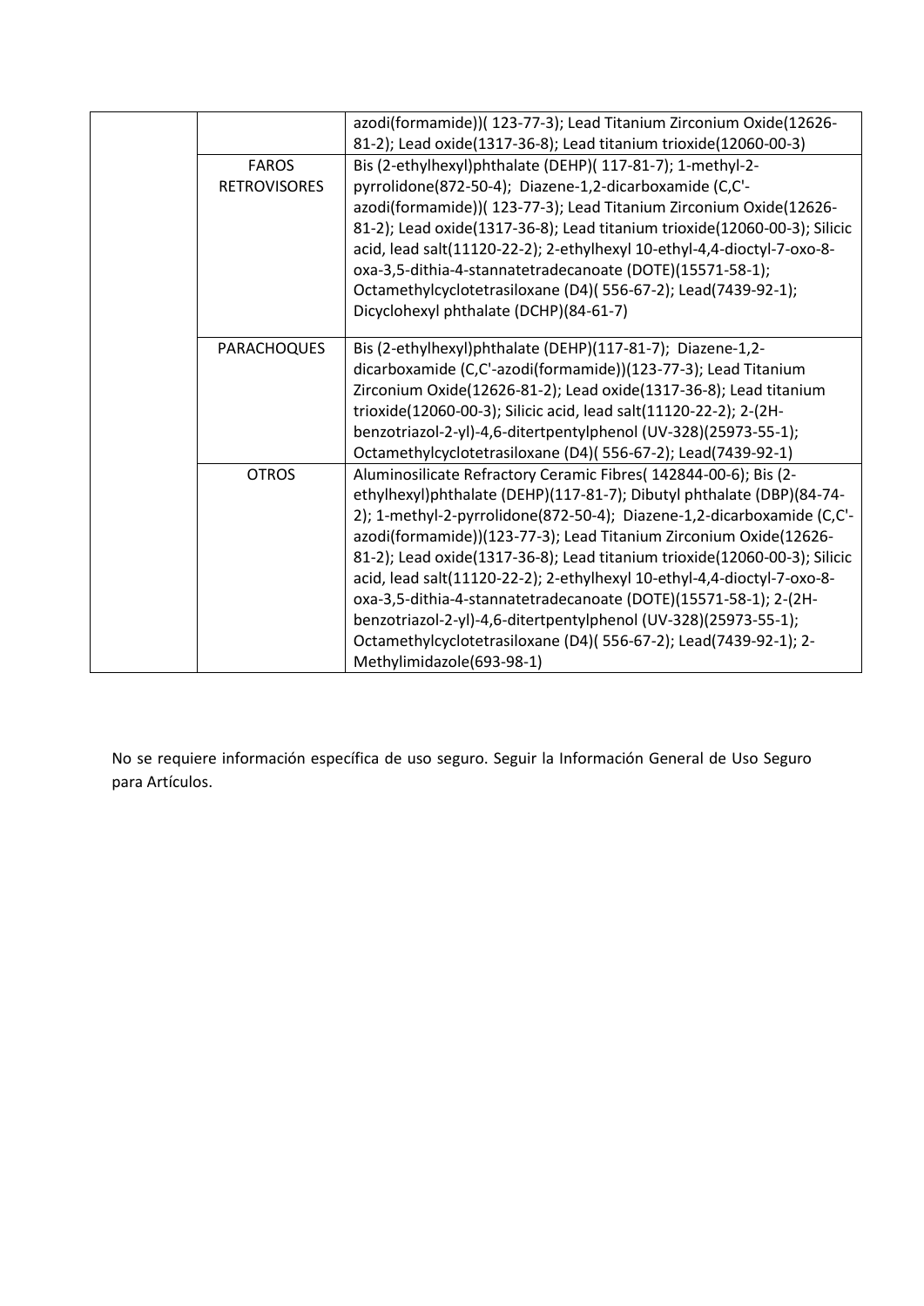| | | |
|---|---|---|
| | | azodi(formamide))( 123-77-3); Lead Titanium Zirconium Oxide(12626-81-2); Lead oxide(1317-36-8); Lead titanium trioxide(12060-00-3) |
| | FAROS RETROVISORES | Bis (2-ethylhexyl)phthalate (DEHP)( 117-81-7); 1-methyl-2-pyrrolidone(872-50-4); Diazene-1,2-dicarboxamide (C,C'-azodi(formamide))( 123-77-3); Lead Titanium Zirconium Oxide(12626-81-2); Lead oxide(1317-36-8); Lead titanium trioxide(12060-00-3); Silicic acid, lead salt(11120-22-2); 2-ethylhexyl 10-ethyl-4,4-dioctyl-7-oxo-8-oxa-3,5-dithia-4-stannatetradecanoate (DOTE)(15571-58-1); Octamethylcyclotetrasiloxane (D4)( 556-67-2); Lead(7439-92-1); Dicyclohexyl phthalate (DCHP)(84-61-7) |
| | PARACHOQUES | Bis (2-ethylhexyl)phthalate (DEHP)(117-81-7); Diazene-1,2-dicarboxamide (C,C'-azodi(formamide))(123-77-3); Lead Titanium Zirconium Oxide(12626-81-2); Lead oxide(1317-36-8); Lead titanium trioxide(12060-00-3); Silicic acid, lead salt(11120-22-2); 2-(2H-benzotriazol-2-yl)-4,6-ditertpentylphenol (UV-328)(25973-55-1); Octamethylcyclotetrasiloxane (D4)( 556-67-2); Lead(7439-92-1) |
| | OTROS | Aluminosilicate Refractory Ceramic Fibres( 142844-00-6); Bis (2-ethylhexyl)phthalate (DEHP)(117-81-7); Dibutyl phthalate (DBP)(84-74-2); 1-methyl-2-pyrrolidone(872-50-4); Diazene-1,2-dicarboxamide (C,C'-azodi(formamide))(123-77-3); Lead Titanium Zirconium Oxide(12626-81-2); Lead oxide(1317-36-8); Lead titanium trioxide(12060-00-3); Silicic acid, lead salt(11120-22-2); 2-ethylhexyl 10-ethyl-4,4-dioctyl-7-oxo-8-oxa-3,5-dithia-4-stannatetradecanoate (DOTE)(15571-58-1); 2-(2H-benzotriazol-2-yl)-4,6-ditertpentylphenol (UV-328)(25973-55-1); Octamethylcyclotetrasiloxane (D4)( 556-67-2); Lead(7439-92-1); 2-Methylimidazole(693-98-1) |

No se requiere información específica de uso seguro. Seguir la Información General de Uso Seguro para Artículos.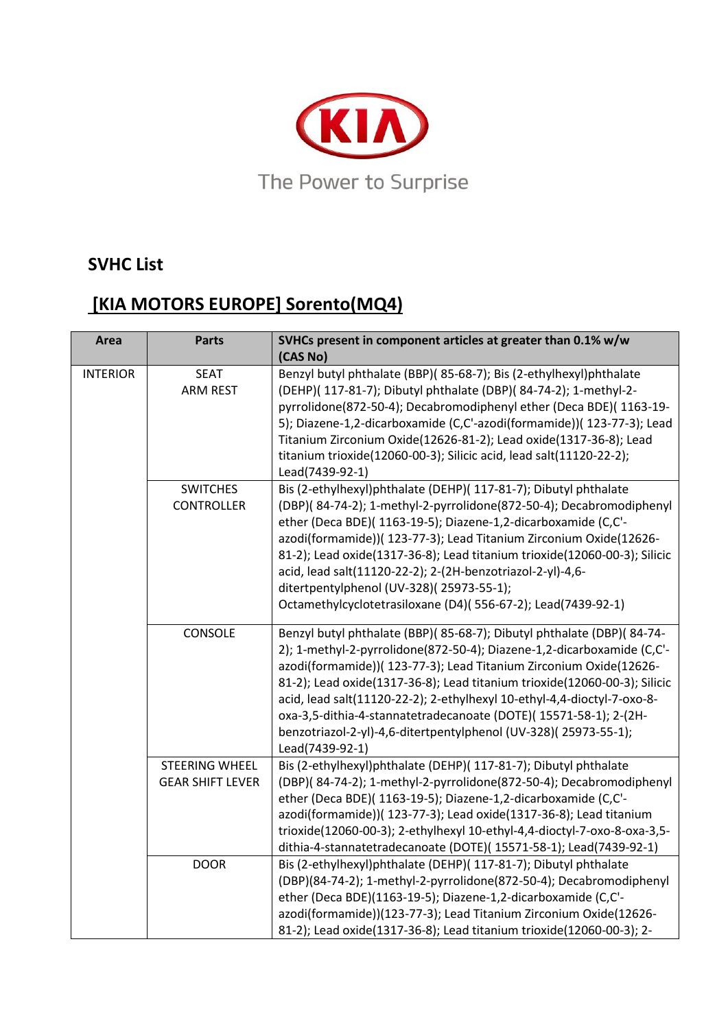The Power to Surprise

## SVHC List

## [KIA MOTORS EUROPE] Sorento(MQ4)

| Area | Parts | SVHCs present in component articles at greater than 0.1% w/w (CAS No) |
|---|---|---|
| INTERIOR | SEAT ARM REST | Benzyl butyl phthalate (BBP)( 85-68-7); Bis (2-ethylhexyl)phthalate (DEHP)( 117-81-7); Dibutyl phthalate (DBP)( 84-74-2); 1-methyl-2-pyrrolidone(872-50-4); Decabromodiphenyl ether (Deca BDE)( 1163-19-5); Diazene-1,2-dicarboxamide (C,C'-azodi(formamide))( 123-77-3); Lead Titanium Zirconium Oxide(12626-81-2); Lead oxide(1317-36-8); Lead titanium trioxide(12060-00-3); Silicic acid, lead salt(11120-22-2); Lead(7439-92-1) |
| | SWITCHES CONTROLLER | Bis (2-ethylhexyl)phthalate (DEHP)( 117-81-7); Dibutyl phthalate (DBP)( 84-74-2); 1-methyl-2-pyrrolidone(872-50-4); Decabromodiphenyl ether (Deca BDE)( 1163-19-5); Diazene-1,2-dicarboxamide (C,C'-azodi(formamide))( 123-77-3); Lead Titanium Zirconium Oxide(12626-81-2); Lead oxide(1317-36-8); Lead titanium trioxide(12060-00-3); Silicic acid, lead salt(11120-22-2); 2-(2H-benzotriazol-2-yl)-4,6-ditertpentylphenol (UV-328)( 25973-55-1); Octamethylcyclotetrasiloxane (D4)( 556-67-2); Lead(7439-92-1) |
| | CONSOLE | Benzyl butyl phthalate (BBP)( 85-68-7); Dibutyl phthalate (DBP)( 84-74-2); 1-methyl-2-pyrrolidone(872-50-4); Diazene-1,2-dicarboxamide (C,C'-azodi(formamide))( 123-77-3); Lead Titanium Zirconium Oxide(12626-81-2); Lead oxide(1317-36-8); Lead titanium trioxide(12060-00-3); Silicic acid, lead salt(11120-22-2); 2-ethylhexyl 10-ethyl-4,4-dioctyl-7-oxo-8-oxa-3,5-dithia-4-stannatetradecanoate (DOTE)( 15571-58-1); 2-(2H-benzotriazol-2-yl)-4,6-ditertpentylphenol (UV-328)( 25973-55-1); Lead(7439-92-1) |
| | STEERING WHEEL GEAR SHIFT LEVER | Bis (2-ethylhexyl)phthalate (DEHP)( 117-81-7); Dibutyl phthalate (DBP)( 84-74-2); 1-methyl-2-pyrrolidone(872-50-4); Decabromodiphenyl ether (Deca BDE)( 1163-19-5); Diazene-1,2-dicarboxamide (C,C'-azodi(formamide))( 123-77-3); Lead oxide(1317-36-8); Lead titanium trioxide(12060-00-3); 2-ethylhexyl 10-ethyl-4,4-dioctyl-7-oxo-8-oxa-3,5-dithia-4-stannatetradecanoate (DOTE)( 15571-58-1); Lead(7439-92-1) |
| | DOOR | Bis (2-ethylhexyl)phthalate (DEHP)( 117-81-7); Dibutyl phthalate (DBP)(84-74-2); 1-methyl-2-pyrrolidone(872-50-4); Decabromodiphenyl ether (Deca BDE)(1163-19-5); Diazene-1,2-dicarboxamide (C,C'-azodi(formamide))(123-77-3); Lead Titanium Zirconium Oxide(12626-81-2); Lead oxide(1317-36-8); Lead titanium trioxide(12060-00-3); 2- |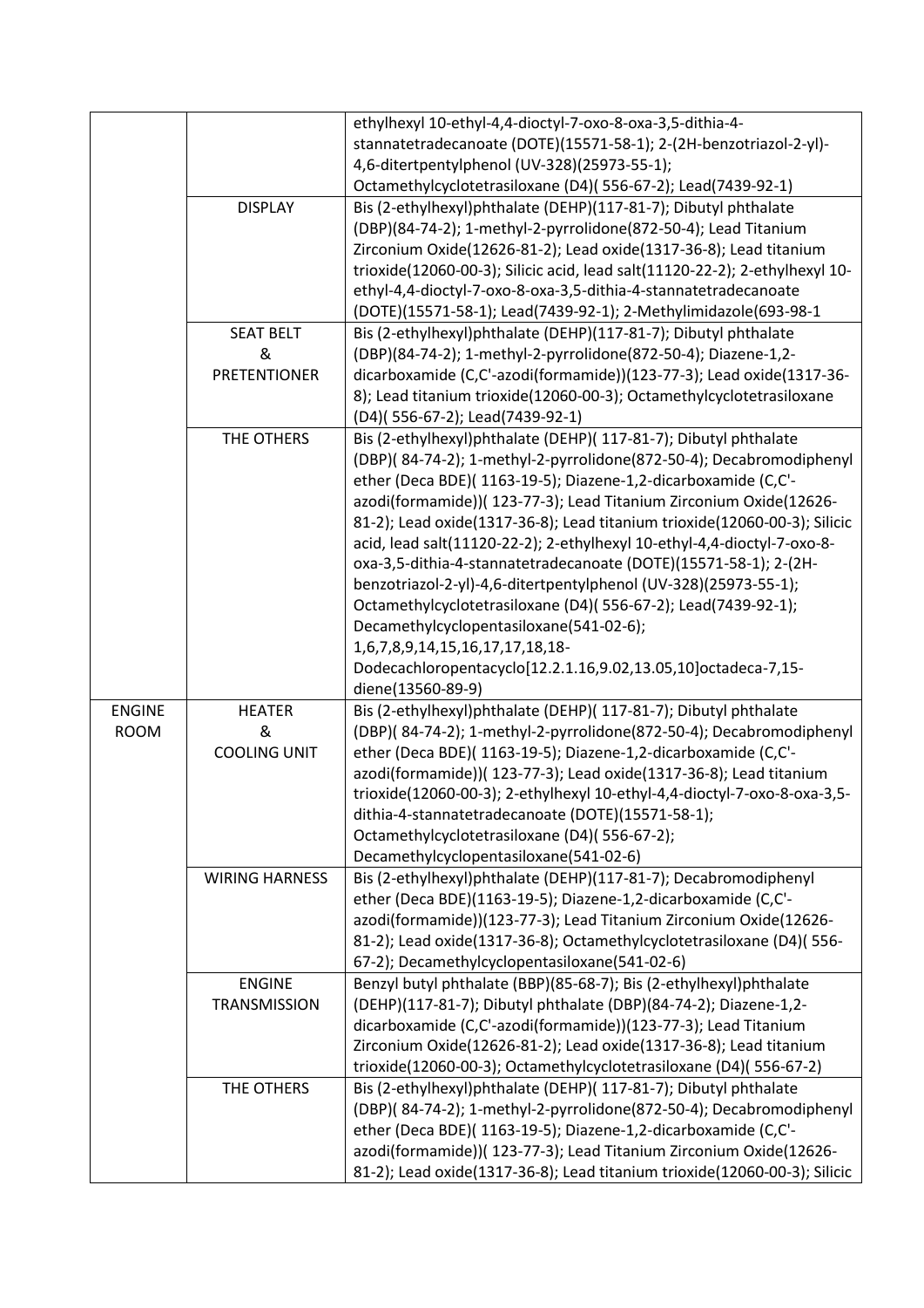| | | |
|---|---|---|
| | | ethylhexyl 10-ethyl-4,4-dioctyl-7-oxo-8-oxa-3,5-dithia-4-stannatetradecanoate (DOTE)(15571-58-1); 2-(2H-benzotriazol-2-yl)-4,6-ditertpentylphenol (UV-328)(25973-55-1); Octamethylcyclotetrasiloxane (D4)( 556-67-2); Lead(7439-92-1) |
| | DISPLAY | Bis (2-ethylhexyl)phthalate (DEHP)(117-81-7); Dibutyl phthalate (DBP)(84-74-2); 1-methyl-2-pyrrolidone(872-50-4); Lead Titanium Zirconium Oxide(12626-81-2); Lead oxide(1317-36-8); Lead titanium trioxide(12060-00-3); Silicic acid, lead salt(11120-22-2); 2-ethylhexyl 10-ethyl-4,4-dioctyl-7-oxo-8-oxa-3,5-dithia-4-stannatetradecanoate (DOTE)(15571-58-1); Lead(7439-92-1); 2-Methylimidazole(693-98-1 |
| | SEAT BELT & PRETENTIONER | Bis (2-ethylhexyl)phthalate (DEHP)(117-81-7); Dibutyl phthalate (DBP)(84-74-2); 1-methyl-2-pyrrolidone(872-50-4); Diazene-1,2-dicarboxamide (C,C'-azodi(formamide))(123-77-3); Lead oxide(1317-36-8); Lead titanium trioxide(12060-00-3); Octamethylcyclotetrasiloxane (D4)( 556-67-2); Lead(7439-92-1) |
| | THE OTHERS | Bis (2-ethylhexyl)phthalate (DEHP)( 117-81-7); Dibutyl phthalate (DBP)( 84-74-2); 1-methyl-2-pyrrolidone(872-50-4); Decabromodiphenyl ether (Deca BDE)( 1163-19-5); Diazene-1,2-dicarboxamide (C,C'-azodi(formamide))( 123-77-3); Lead Titanium Zirconium Oxide(12626-81-2); Lead oxide(1317-36-8); Lead titanium trioxide(12060-00-3); Silicic acid, lead salt(11120-22-2); 2-ethylhexyl 10-ethyl-4,4-dioctyl-7-oxo-8-oxa-3,5-dithia-4-stannatetradecanoate (DOTE)(15571-58-1); 2-(2H-benzotriazol-2-yl)-4,6-ditertpentylphenol (UV-328)(25973-55-1); Octamethylcyclotetrasiloxane (D4)( 556-67-2); Lead(7439-92-1); Decamethylcyclopentasiloxane(541-02-6); 1,6,7,8,9,14,15,16,17,17,18,18-Dodecachloropentacyclo[12.2.1.16,9.02,13.05,10]octadeca-7,15-diene(13560-89-9) |
| ENGINE ROOM | HEATER & COOLING UNIT | Bis (2-ethylhexyl)phthalate (DEHP)( 117-81-7); Dibutyl phthalate (DBP)( 84-74-2); 1-methyl-2-pyrrolidone(872-50-4); Decabromodiphenyl ether (Deca BDE)( 1163-19-5); Diazene-1,2-dicarboxamide (C,C'-azodi(formamide))( 123-77-3); Lead oxide(1317-36-8); Lead titanium trioxide(12060-00-3); 2-ethylhexyl 10-ethyl-4,4-dioctyl-7-oxo-8-oxa-3,5-dithia-4-stannatetradecanoate (DOTE)(15571-58-1); Octamethylcyclotetrasiloxane (D4)( 556-67-2); Decamethylcyclopentasiloxane(541-02-6) |
| | WIRING HARNESS | Bis (2-ethylhexyl)phthalate (DEHP)(117-81-7); Decabromodiphenyl ether (Deca BDE)(1163-19-5); Diazene-1,2-dicarboxamide (C,C'-azodi(formamide))(123-77-3); Lead Titanium Zirconium Oxide(12626-81-2); Lead oxide(1317-36-8); Octamethylcyclotetrasiloxane (D4)( 556-67-2); Decamethylcyclopentasiloxane(541-02-6) |
| | ENGINE TRANSMISSION | Benzyl butyl phthalate (BBP)(85-68-7); Bis (2-ethylhexyl)phthalate (DEHP)(117-81-7); Dibutyl phthalate (DBP)(84-74-2); Diazene-1,2-dicarboxamide (C,C'-azodi(formamide))(123-77-3); Lead Titanium Zirconium Oxide(12626-81-2); Lead oxide(1317-36-8); Lead titanium trioxide(12060-00-3); Octamethylcyclotetrasiloxane (D4)( 556-67-2) |
| | THE OTHERS | Bis (2-ethylhexyl)phthalate (DEHP)( 117-81-7); Dibutyl phthalate (DBP)( 84-74-2); 1-methyl-2-pyrrolidone(872-50-4); Decabromodiphenyl ether (Deca BDE)( 1163-19-5); Diazene-1,2-dicarboxamide (C,C'-azodi(formamide))( 123-77-3); Lead Titanium Zirconium Oxide(12626-81-2); Lead oxide(1317-36-8); Lead titanium trioxide(12060-00-3); Silicic |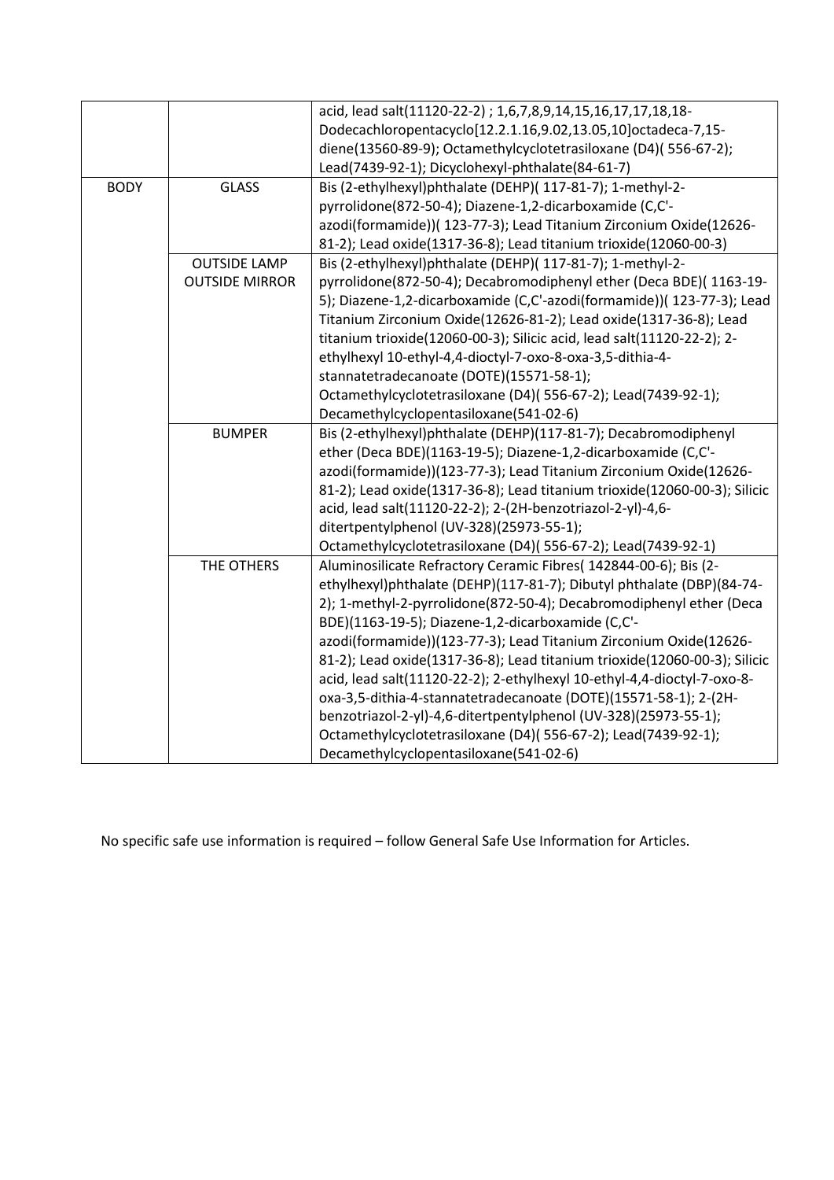| | | |
|---|---|---|
| | | acid, lead salt(11120-22-2) ; 1,6,7,8,9,14,15,16,17,17,18,18-Dodecachloropentacyclo[12.2.1.16,9.02,13.05,10]octadeca-7,15-diene(13560-89-9); Octamethylcyclotetrasiloxane (D4)( 556-67-2); Lead(7439-92-1); Dicyclohexyl-phthalate(84-61-7) |
| BODY | GLASS | Bis (2-ethylhexyl)phthalate (DEHP)( 117-81-7); 1-methyl-2-pyrrolidone(872-50-4); Diazene-1,2-dicarboxamide (C,C'-azodi(formamide))( 123-77-3); Lead Titanium Zirconium Oxide(12626-81-2); Lead oxide(1317-36-8); Lead titanium trioxide(12060-00-3) |
| | OUTSIDE LAMP OUTSIDE MIRROR | Bis (2-ethylhexyl)phthalate (DEHP)( 117-81-7); 1-methyl-2-pyrrolidone(872-50-4); Decabromodiphenyl ether (Deca BDE)( 1163-19-5); Diazene-1,2-dicarboxamide (C,C'-azodi(formamide))( 123-77-3); Lead Titanium Zirconium Oxide(12626-81-2); Lead oxide(1317-36-8); Lead titanium trioxide(12060-00-3); Silicic acid, lead salt(11120-22-2); 2-ethylhexyl 10-ethyl-4,4-dioctyl-7-oxo-8-oxa-3,5-dithia-4-stannatetradecanoate (DOTE)(15571-58-1); Octamethylcyclotetrasiloxane (D4)( 556-67-2); Lead(7439-92-1); Decamethylcyclopentasiloxane(541-02-6) |
| | BUMPER | Bis (2-ethylhexyl)phthalate (DEHP)(117-81-7); Decabromodiphenyl ether (Deca BDE)(1163-19-5); Diazene-1,2-dicarboxamide (C,C'-azodi(formamide))(123-77-3); Lead Titanium Zirconium Oxide(12626-81-2); Lead oxide(1317-36-8); Lead titanium trioxide(12060-00-3); Silicic acid, lead salt(11120-22-2); 2-(2H-benzotriazol-2-yl)-4,6-ditertpentylphenol (UV-328)(25973-55-1); Octamethylcyclotetrasiloxane (D4)( 556-67-2); Lead(7439-92-1) |
| | THE OTHERS | Aluminosilicate Refractory Ceramic Fibres( 142844-00-6); Bis (2-ethylhexyl)phthalate (DEHP)(117-81-7); Dibutyl phthalate (DBP)(84-74-2); 1-methyl-2-pyrrolidone(872-50-4); Decabromodiphenyl ether (Deca BDE)(1163-19-5); Diazene-1,2-dicarboxamide (C,C'-azodi(formamide))(123-77-3); Lead Titanium Zirconium Oxide(12626-81-2); Lead oxide(1317-36-8); Lead titanium trioxide(12060-00-3); Silicic acid, lead salt(11120-22-2); 2-ethylhexyl 10-ethyl-4,4-dioctyl-7-oxo-8-oxa-3,5-dithia-4-stannatetradecanoate (DOTE)(15571-58-1); 2-(2H-benzotriazol-2-yl)-4,6-ditertpentylphenol (UV-328)(25973-55-1); Octamethylcyclotetrasiloxane (D4)( 556-67-2); Lead(7439-92-1); Decamethylcyclopentasiloxane(541-02-6) |

No specific safe use information is required – follow General Safe Use Information for Articles.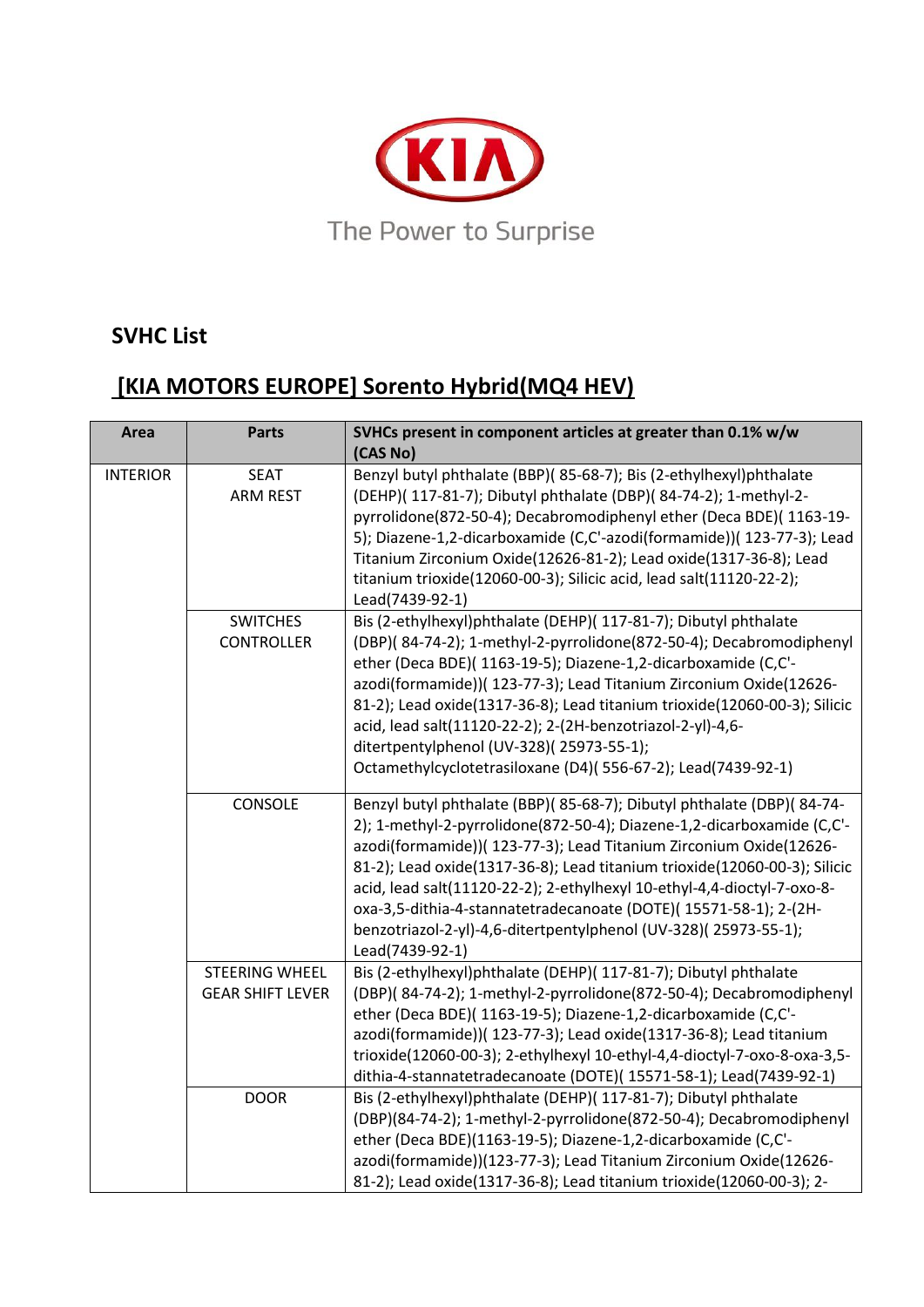The Power to Surprise

## SVHC List

## [KIA MOTORS EUROPE] Sorento Hybrid(MQ4 HEV)

| Area | Parts | SVHCs present in component articles at greater than 0.1% w/w (CAS No) |
|---|---|---|
| INTERIOR | SEAT ARM REST | Benzyl butyl phthalate (BBP)( 85-68-7); Bis (2-ethylhexyl)phthalate (DEHP)( 117-81-7); Dibutyl phthalate (DBP)( 84-74-2); 1-methyl-2-pyrrolidone(872-50-4); Decabromodiphenyl ether (Deca BDE)( 1163-19-5); Diazene-1,2-dicarboxamide (C,C'-azodi(formamide))( 123-77-3); Lead Titanium Zirconium Oxide(12626-81-2); Lead oxide(1317-36-8); Lead titanium trioxide(12060-00-3); Silicic acid, lead salt(11120-22-2); Lead(7439-92-1) |
| | SWITCHES CONTROLLER | Bis (2-ethylhexyl)phthalate (DEHP)( 117-81-7); Dibutyl phthalate (DBP)( 84-74-2); 1-methyl-2-pyrrolidone(872-50-4); Decabromodiphenyl ether (Deca BDE)( 1163-19-5); Diazene-1,2-dicarboxamide (C,C'-azodi(formamide))( 123-77-3); Lead Titanium Zirconium Oxide(12626-81-2); Lead oxide(1317-36-8); Lead titanium trioxide(12060-00-3); Silicic acid, lead salt(11120-22-2); 2-(2H-benzotriazol-2-yl)-4,6-ditertpentylphenol (UV-328)( 25973-55-1); Octamethylcyclotetrasiloxane (D4)( 556-67-2); Lead(7439-92-1) |
| | CONSOLE | Benzyl butyl phthalate (BBP)( 85-68-7); Dibutyl phthalate (DBP)( 84-74-2); 1-methyl-2-pyrrolidone(872-50-4); Diazene-1,2-dicarboxamide (C,C'-azodi(formamide))( 123-77-3); Lead Titanium Zirconium Oxide(12626-81-2); Lead oxide(1317-36-8); Lead titanium trioxide(12060-00-3); Silicic acid, lead salt(11120-22-2); 2-ethylhexyl 10-ethyl-4,4-dioctyl-7-oxo-8-oxa-3,5-dithia-4-stannatetradecanoate (DOTE)( 15571-58-1); 2-(2H-benzotriazol-2-yl)-4,6-ditertpentylphenol (UV-328)( 25973-55-1); Lead(7439-92-1) |
| | STEERING WHEEL GEAR SHIFT LEVER | Bis (2-ethylhexyl)phthalate (DEHP)( 117-81-7); Dibutyl phthalate (DBP)( 84-74-2); 1-methyl-2-pyrrolidone(872-50-4); Decabromodiphenyl ether (Deca BDE)( 1163-19-5); Diazene-1,2-dicarboxamide (C,C'-azodi(formamide))( 123-77-3); Lead oxide(1317-36-8); Lead titanium trioxide(12060-00-3); 2-ethylhexyl 10-ethyl-4,4-dioctyl-7-oxo-8-oxa-3,5-dithia-4-stannatetradecanoate (DOTE)( 15571-58-1); Lead(7439-92-1) |
| | DOOR | Bis (2-ethylhexyl)phthalate (DEHP)( 117-81-7); Dibutyl phthalate (DBP)(84-74-2); 1-methyl-2-pyrrolidone(872-50-4); Decabromodiphenyl ether (Deca BDE)(1163-19-5); Diazene-1,2-dicarboxamide (C,C'-azodi(formamide))(123-77-3); Lead Titanium Zirconium Oxide(12626-81-2); Lead oxide(1317-36-8); Lead titanium trioxide(12060-00-3); 2- |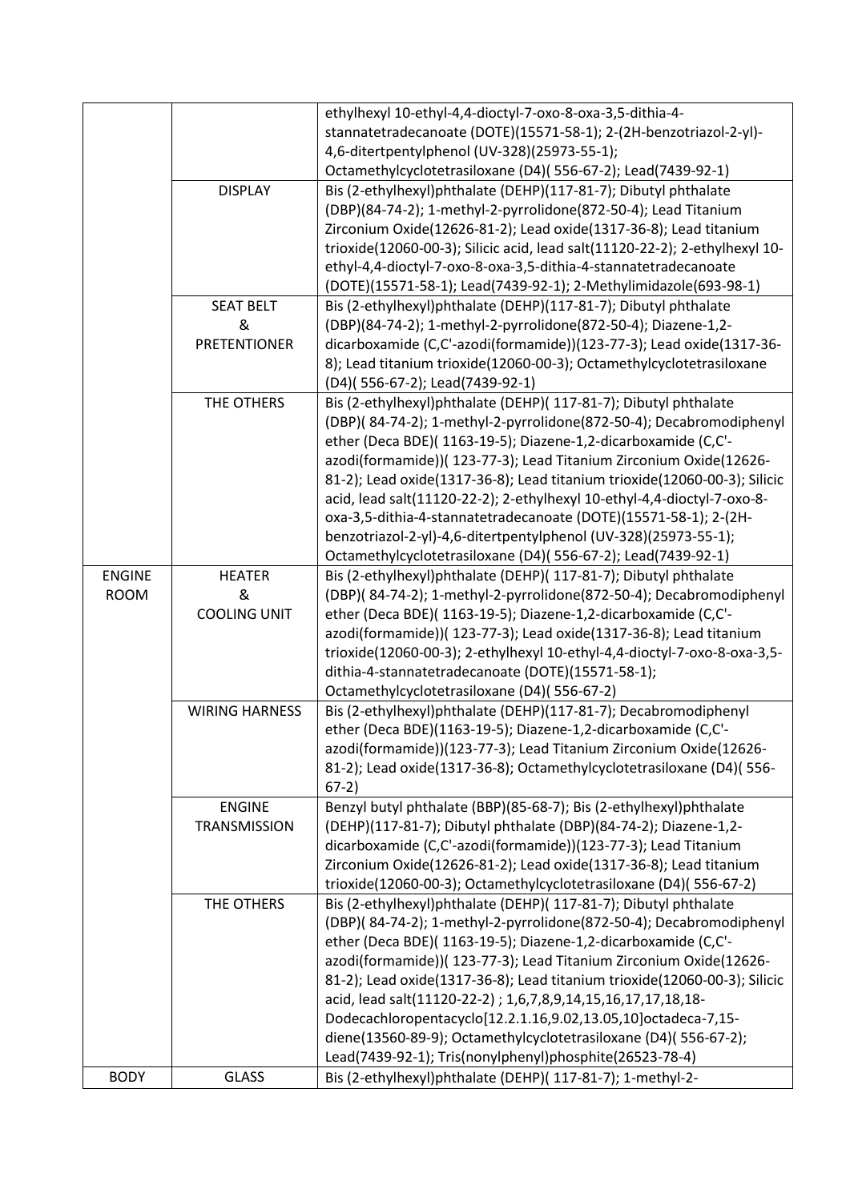| | | |
|---|---|---|
| | | ethylhexyl 10-ethyl-4,4-dioctyl-7-oxo-8-oxa-3,5-dithia-4-stannatetradecanoate (DOTE)(15571-58-1); 2-(2H-benzotriazol-2-yl)-4,6-ditertpentylphenol (UV-328)(25973-55-1); Octamethylcyclotetrasiloxane (D4)( 556-67-2); Lead(7439-92-1) |
| | DISPLAY | Bis (2-ethylhexyl)phthalate (DEHP)(117-81-7); Dibutyl phthalate (DBP)(84-74-2); 1-methyl-2-pyrrolidone(872-50-4); Lead Titanium Zirconium Oxide(12626-81-2); Lead oxide(1317-36-8); Lead titanium trioxide(12060-00-3); Silicic acid, lead salt(11120-22-2); 2-ethylhexyl 10-ethyl-4,4-dioctyl-7-oxo-8-oxa-3,5-dithia-4-stannatetradecanoate (DOTE)(15571-58-1); Lead(7439-92-1); 2-Methylimidazole(693-98-1) |
| | SEAT BELT & PRETENTIONER | Bis (2-ethylhexyl)phthalate (DEHP)(117-81-7); Dibutyl phthalate (DBP)(84-74-2); 1-methyl-2-pyrrolidone(872-50-4); Diazene-1,2-dicarboxamide (C,C'-azodi(formamide))(123-77-3); Lead oxide(1317-36-8); Lead titanium trioxide(12060-00-3); Octamethylcyclotetrasiloxane (D4)( 556-67-2); Lead(7439-92-1) |
| | THE OTHERS | Bis (2-ethylhexyl)phthalate (DEHP)( 117-81-7); Dibutyl phthalate (DBP)( 84-74-2); 1-methyl-2-pyrrolidone(872-50-4); Decabromodiphenyl ether (Deca BDE)( 1163-19-5); Diazene-1,2-dicarboxamide (C,C'-azodi(formamide))( 123-77-3); Lead Titanium Zirconium Oxide(12626-81-2); Lead oxide(1317-36-8); Lead titanium trioxide(12060-00-3); Silicic acid, lead salt(11120-22-2); 2-ethylhexyl 10-ethyl-4,4-dioctyl-7-oxo-8-oxa-3,5-dithia-4-stannatetradecanoate (DOTE)(15571-58-1); 2-(2H-benzotriazol-2-yl)-4,6-ditertpentylphenol (UV-328)(25973-55-1); Octamethylcyclotetrasiloxane (D4)( 556-67-2); Lead(7439-92-1) |
| ENGINE ROOM | HEATER & COOLING UNIT | Bis (2-ethylhexyl)phthalate (DEHP)( 117-81-7); Dibutyl phthalate (DBP)( 84-74-2); 1-methyl-2-pyrrolidone(872-50-4); Decabromodiphenyl ether (Deca BDE)( 1163-19-5); Diazene-1,2-dicarboxamide (C,C'-azodi(formamide))( 123-77-3); Lead oxide(1317-36-8); Lead titanium trioxide(12060-00-3); 2-ethylhexyl 10-ethyl-4,4-dioctyl-7-oxo-8-oxa-3,5-dithia-4-stannatetradecanoate (DOTE)(15571-58-1); Octamethylcyclotetrasiloxane (D4)( 556-67-2) |
| | WIRING HARNESS | Bis (2-ethylhexyl)phthalate (DEHP)(117-81-7); Decabromodiphenyl ether (Deca BDE)(1163-19-5); Diazene-1,2-dicarboxamide (C,C'-azodi(formamide))(123-77-3); Lead Titanium Zirconium Oxide(12626-81-2); Lead oxide(1317-36-8); Octamethylcyclotetrasiloxane (D4)( 556-67-2) |
| | ENGINE TRANSMISSION | Benzyl butyl phthalate (BBP)(85-68-7); Bis (2-ethylhexyl)phthalate (DEHP)(117-81-7); Dibutyl phthalate (DBP)(84-74-2); Diazene-1,2-dicarboxamide (C,C'-azodi(formamide))(123-77-3); Lead Titanium Zirconium Oxide(12626-81-2); Lead oxide(1317-36-8); Lead titanium trioxide(12060-00-3); Octamethylcyclotetrasiloxane (D4)( 556-67-2) |
| | THE OTHERS | Bis (2-ethylhexyl)phthalate (DEHP)( 117-81-7); Dibutyl phthalate (DBP)( 84-74-2); 1-methyl-2-pyrrolidone(872-50-4); Decabromodiphenyl ether (Deca BDE)( 1163-19-5); Diazene-1,2-dicarboxamide (C,C'-azodi(formamide))( 123-77-3); Lead Titanium Zirconium Oxide(12626-81-2); Lead oxide(1317-36-8); Lead titanium trioxide(12060-00-3); Silicic acid, lead salt(11120-22-2) ; 1,6,7,8,9,14,15,16,17,17,18,18-Dodecachloropentacyclo[12.2.1.16,9.02,13.05,10]octadeca-7,15-diene(13560-89-9); Octamethylcyclotetrasiloxane (D4)( 556-67-2); Lead(7439-92-1); Tris(nonylphenyl)phosphite(26523-78-4) |
| BODY | GLASS | Bis (2-ethylhexyl)phthalate (DEHP)( 117-81-7); 1-methyl-2- |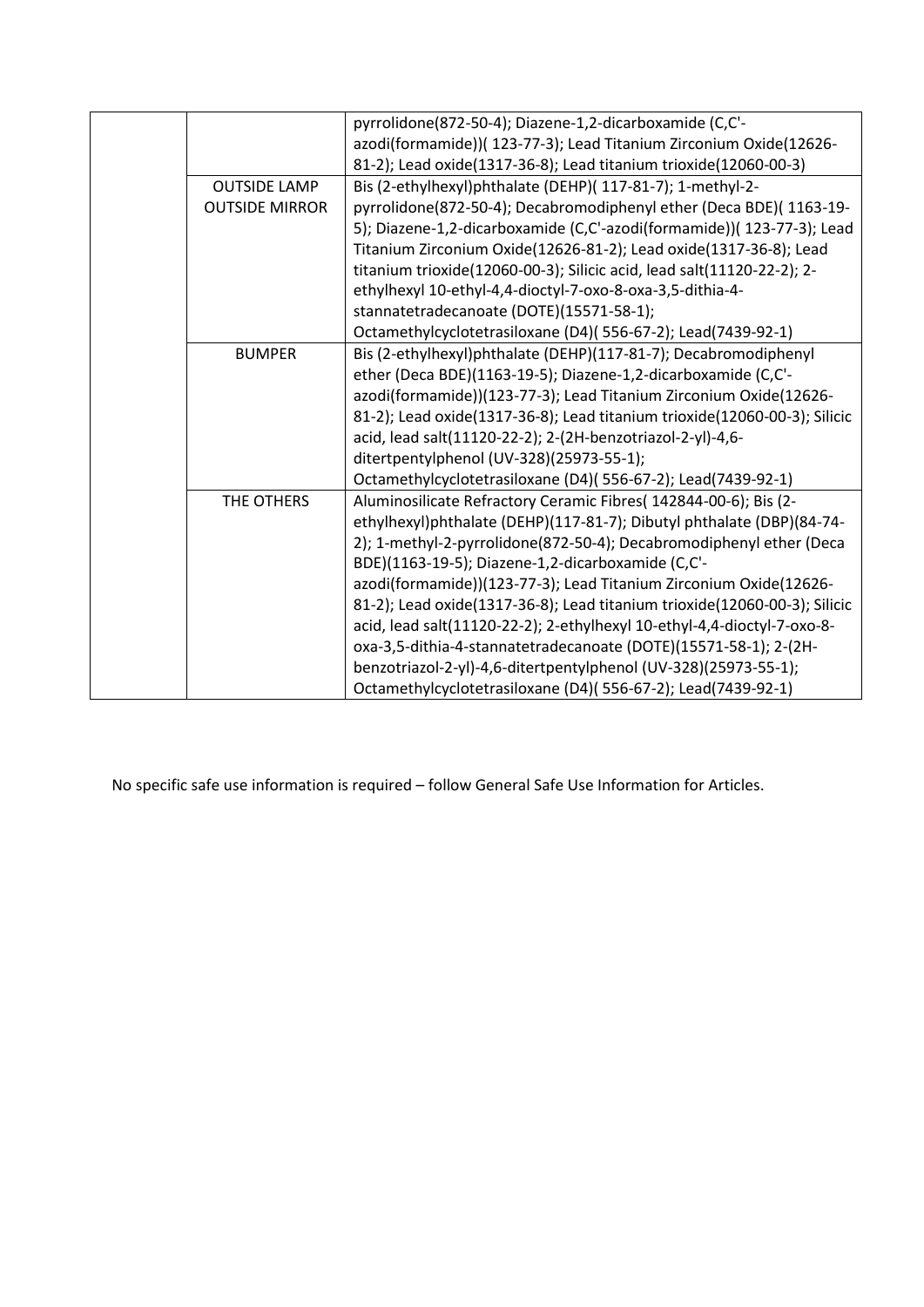|  |  |  |
|---|---|---|
|  |  | pyrrolidone(872-50-4); Diazene-1,2-dicarboxamide (C,C'-azodi(formamide))( 123-77-3); Lead Titanium Zirconium Oxide(12626-81-2); Lead oxide(1317-36-8); Lead titanium trioxide(12060-00-3) |
|  | OUTSIDE LAMP<br>OUTSIDE MIRROR | Bis (2-ethylhexyl)phthalate (DEHP)( 117-81-7); 1-methyl-2-pyrrolidone(872-50-4); Decabromodiphenyl ether (Deca BDE)( 1163-19-5); Diazene-1,2-dicarboxamide (C,C'-azodi(formamide))( 123-77-3); Lead Titanium Zirconium Oxide(12626-81-2); Lead oxide(1317-36-8); Lead titanium trioxide(12060-00-3); Silicic acid, lead salt(11120-22-2); 2-ethylhexyl 10-ethyl-4,4-dioctyl-7-oxo-8-oxa-3,5-dithia-4-stannatetradecanoate (DOTE)(15571-58-1); Octamethylcyclotetrasiloxane (D4)( 556-67-2); Lead(7439-92-1) |
|  | BUMPER | Bis (2-ethylhexyl)phthalate (DEHP)(117-81-7); Decabromodiphenyl ether (Deca BDE)(1163-19-5); Diazene-1,2-dicarboxamide (C,C'-azodi(formamide))(123-77-3); Lead Titanium Zirconium Oxide(12626-81-2); Lead oxide(1317-36-8); Lead titanium trioxide(12060-00-3); Silicic acid, lead salt(11120-22-2); 2-(2H-benzotriazol-2-yl)-4,6-ditertpentylphenol (UV-328)(25973-55-1); Octamethylcyclotetrasiloxane (D4)( 556-67-2); Lead(7439-92-1) |
|  | THE OTHERS | Aluminosilicate Refractory Ceramic Fibres( 142844-00-6); Bis (2-ethylhexyl)phthalate (DEHP)(117-81-7); Dibutyl phthalate (DBP)(84-74-2); 1-methyl-2-pyrrolidone(872-50-4); Decabromodiphenyl ether (Deca BDE)(1163-19-5); Diazene-1,2-dicarboxamide (C,C'-azodi(formamide))(123-77-3); Lead Titanium Zirconium Oxide(12626-81-2); Lead oxide(1317-36-8); Lead titanium trioxide(12060-00-3); Silicic acid, lead salt(11120-22-2); 2-ethylhexyl 10-ethyl-4,4-dioctyl-7-oxo-8-oxa-3,5-dithia-4-stannatetradecanoate (DOTE)(15571-58-1); 2-(2H-benzotriazol-2-yl)-4,6-ditertpentylphenol (UV-328)(25973-55-1); Octamethylcyclotetrasiloxane (D4)( 556-67-2); Lead(7439-92-1) |

No specific safe use information is required – follow General Safe Use Information for Articles.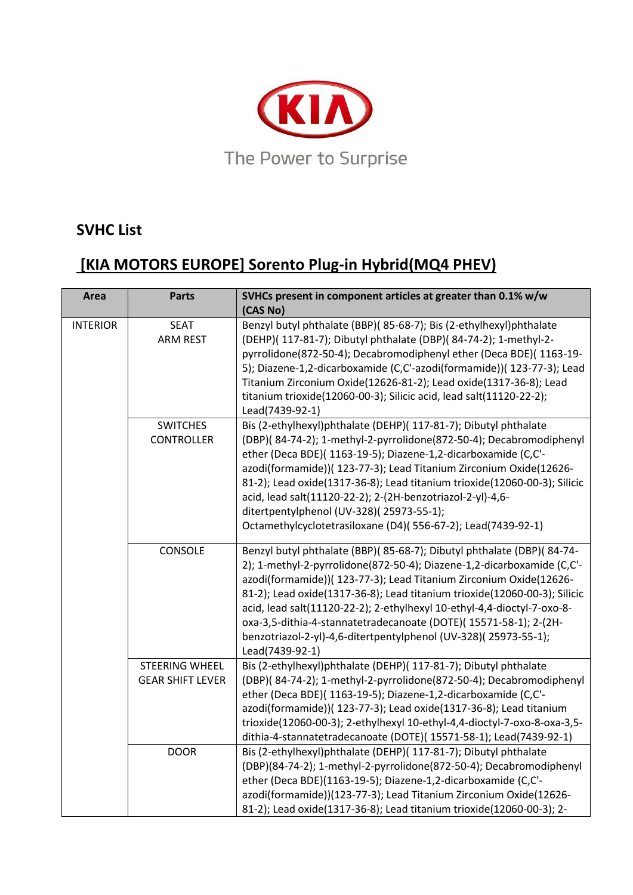The Power to Surprise

## SVHC List

## [KIA MOTORS EUROPE] Sorento Plug-in Hybrid(MQ4 PHEV)

| Area | Parts | SVHCs present in component articles at greater than 0.1% w/w (CAS No) |
|---|---|---|
| INTERIOR | SEAT ARM REST | Benzyl butyl phthalate (BBP)( 85-68-7); Bis (2-ethylhexyl)phthalate (DEHP)( 117-81-7); Dibutyl phthalate (DBP)( 84-74-2); 1-methyl-2-pyrrolidone(872-50-4); Decabromodiphenyl ether (Deca BDE)( 1163-19-5); Diazene-1,2-dicarboxamide (C,C'-azodi(formamide))( 123-77-3); Lead Titanium Zirconium Oxide(12626-81-2); Lead oxide(1317-36-8); Lead titanium trioxide(12060-00-3); Silicic acid, lead salt(11120-22-2); Lead(7439-92-1) |
| | SWITCHES CONTROLLER | Bis (2-ethylhexyl)phthalate (DEHP)( 117-81-7); Dibutyl phthalate (DBP)( 84-74-2); 1-methyl-2-pyrrolidone(872-50-4); Decabromodiphenyl ether (Deca BDE)( 1163-19-5); Diazene-1,2-dicarboxamide (C,C'-azodi(formamide))( 123-77-3); Lead Titanium Zirconium Oxide(12626-81-2); Lead oxide(1317-36-8); Lead titanium trioxide(12060-00-3); Silicic acid, lead salt(11120-22-2); 2-(2H-benzotriazol-2-yl)-4,6-ditertpentylphenol (UV-328)( 25973-55-1); Octamethylcyclotetrasiloxane (D4)( 556-67-2); Lead(7439-92-1) |
| | CONSOLE | Benzyl butyl phthalate (BBP)( 85-68-7); Dibutyl phthalate (DBP)( 84-74-2); 1-methyl-2-pyrrolidone(872-50-4); Diazene-1,2-dicarboxamide (C,C'-azodi(formamide))( 123-77-3); Lead Titanium Zirconium Oxide(12626-81-2); Lead oxide(1317-36-8); Lead titanium trioxide(12060-00-3); Silicic acid, lead salt(11120-22-2); 2-ethylhexyl 10-ethyl-4,4-dioctyl-7-oxo-8-oxa-3,5-dithia-4-stannatetradecanoate (DOTE)( 15571-58-1); 2-(2H-benzotriazol-2-yl)-4,6-ditertpentylphenol (UV-328)( 25973-55-1); Lead(7439-92-1) |
| | STEERING WHEEL GEAR SHIFT LEVER | Bis (2-ethylhexyl)phthalate (DEHP)( 117-81-7); Dibutyl phthalate (DBP)( 84-74-2); 1-methyl-2-pyrrolidone(872-50-4); Decabromodiphenyl ether (Deca BDE)( 1163-19-5); Diazene-1,2-dicarboxamide (C,C'-azodi(formamide))( 123-77-3); Lead oxide(1317-36-8); Lead titanium trioxide(12060-00-3); 2-ethylhexyl 10-ethyl-4,4-dioctyl-7-oxo-8-oxa-3,5-dithia-4-stannatetradecanoate (DOTE)( 15571-58-1); Lead(7439-92-1) |
| | DOOR | Bis (2-ethylhexyl)phthalate (DEHP)( 117-81-7); Dibutyl phthalate (DBP)(84-74-2); 1-methyl-2-pyrrolidone(872-50-4); Decabromodiphenyl ether (Deca BDE)(1163-19-5); Diazene-1,2-dicarboxamide (C,C'-azodi(formamide))(123-77-3); Lead Titanium Zirconium Oxide(12626-81-2); Lead oxide(1317-36-8); Lead titanium trioxide(12060-00-3); 2- |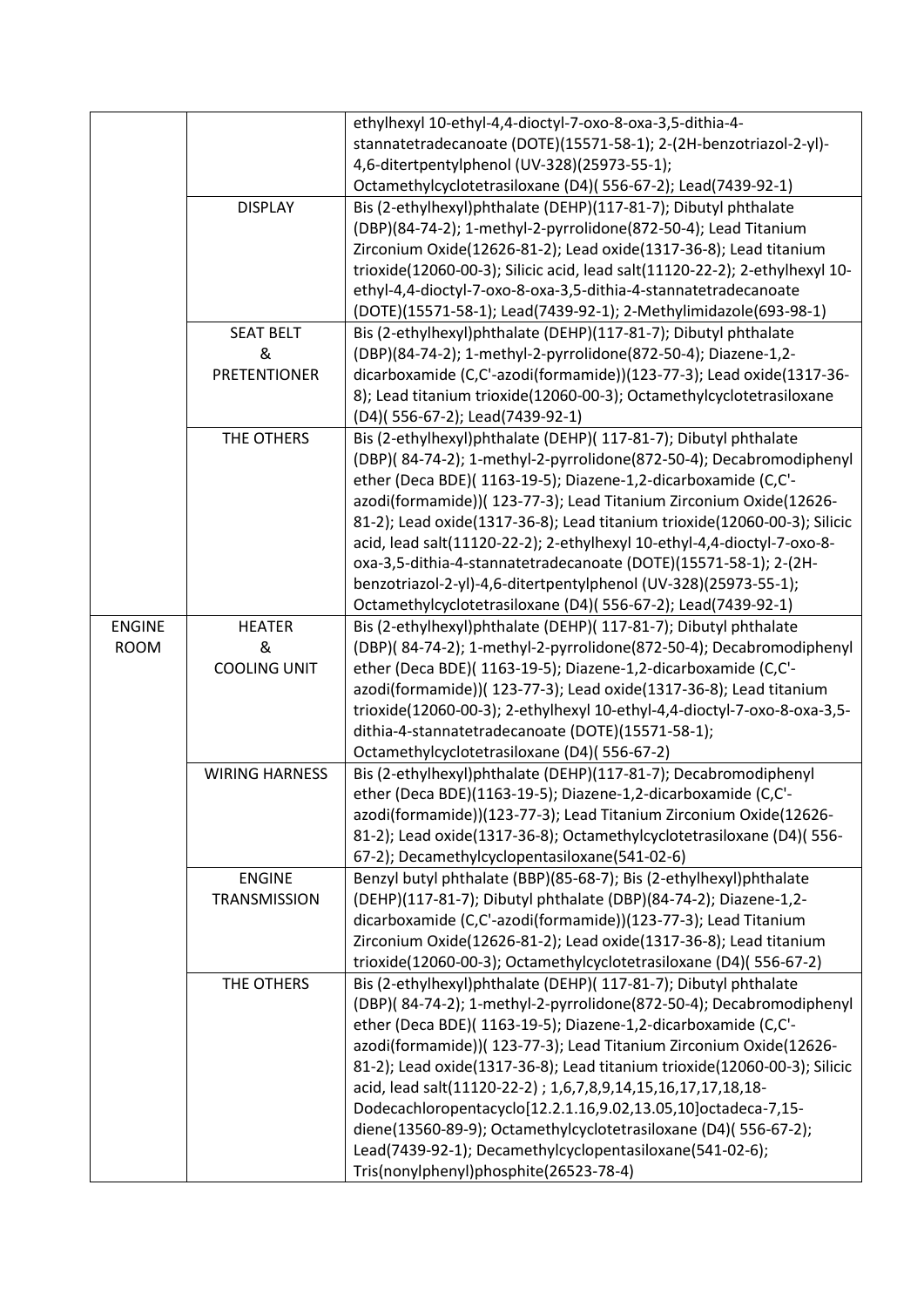| | | |
|---|---|---|
| | | ethylhexyl 10-ethyl-4,4-dioctyl-7-oxo-8-oxa-3,5-dithia-4-stannatetradecanoate (DOTE)(15571-58-1); 2-(2H-benzotriazol-2-yl)-4,6-ditertpentylphenol (UV-328)(25973-55-1); Octamethylcyclotetrasiloxane (D4)( 556-67-2); Lead(7439-92-1) |
| | DISPLAY | Bis (2-ethylhexyl)phthalate (DEHP)(117-81-7); Dibutyl phthalate (DBP)(84-74-2); 1-methyl-2-pyrrolidone(872-50-4); Lead Titanium Zirconium Oxide(12626-81-2); Lead oxide(1317-36-8); Lead titanium trioxide(12060-00-3); Silicic acid, lead salt(11120-22-2); 2-ethylhexyl 10-ethyl-4,4-dioctyl-7-oxo-8-oxa-3,5-dithia-4-stannatetradecanoate (DOTE)(15571-58-1); Lead(7439-92-1); 2-Methylimidazole(693-98-1) |
| | SEAT BELT & PRETENTIONER | Bis (2-ethylhexyl)phthalate (DEHP)(117-81-7); Dibutyl phthalate (DBP)(84-74-2); 1-methyl-2-pyrrolidone(872-50-4); Diazene-1,2-dicarboxamide (C,C'-azodi(formamide))(123-77-3); Lead oxide(1317-36-8); Lead titanium trioxide(12060-00-3); Octamethylcyclotetrasiloxane (D4)( 556-67-2); Lead(7439-92-1) |
| | THE OTHERS | Bis (2-ethylhexyl)phthalate (DEHP)( 117-81-7); Dibutyl phthalate (DBP)( 84-74-2); 1-methyl-2-pyrrolidone(872-50-4); Decabromodiphenyl ether (Deca BDE)( 1163-19-5); Diazene-1,2-dicarboxamide (C,C'-azodi(formamide))( 123-77-3); Lead Titanium Zirconium Oxide(12626-81-2); Lead oxide(1317-36-8); Lead titanium trioxide(12060-00-3); Silicic acid, lead salt(11120-22-2); 2-ethylhexyl 10-ethyl-4,4-dioctyl-7-oxo-8-oxa-3,5-dithia-4-stannatetradecanoate (DOTE)(15571-58-1); 2-(2H-benzotriazol-2-yl)-4,6-ditertpentylphenol (UV-328)(25973-55-1); Octamethylcyclotetrasiloxane (D4)( 556-67-2); Lead(7439-92-1) |
| ENGINE ROOM | HEATER & COOLING UNIT | Bis (2-ethylhexyl)phthalate (DEHP)( 117-81-7); Dibutyl phthalate (DBP)( 84-74-2); 1-methyl-2-pyrrolidone(872-50-4); Decabromodiphenyl ether (Deca BDE)( 1163-19-5); Diazene-1,2-dicarboxamide (C,C'-azodi(formamide))( 123-77-3); Lead oxide(1317-36-8); Lead titanium trioxide(12060-00-3); 2-ethylhexyl 10-ethyl-4,4-dioctyl-7-oxo-8-oxa-3,5-dithia-4-stannatetradecanoate (DOTE)(15571-58-1); Octamethylcyclotetrasiloxane (D4)( 556-67-2) |
| | WIRING HARNESS | Bis (2-ethylhexyl)phthalate (DEHP)(117-81-7); Decabromodiphenyl ether (Deca BDE)(1163-19-5); Diazene-1,2-dicarboxamide (C,C'-azodi(formamide))(123-77-3); Lead Titanium Zirconium Oxide(12626-81-2); Lead oxide(1317-36-8); Octamethylcyclotetrasiloxane (D4)( 556-67-2); Decamethylcyclopentasiloxane(541-02-6) |
| | ENGINE TRANSMISSION | Benzyl butyl phthalate (BBP)(85-68-7); Bis (2-ethylhexyl)phthalate (DEHP)(117-81-7); Dibutyl phthalate (DBP)(84-74-2); Diazene-1,2-dicarboxamide (C,C'-azodi(formamide))(123-77-3); Lead Titanium Zirconium Oxide(12626-81-2); Lead oxide(1317-36-8); Lead titanium trioxide(12060-00-3); Octamethylcyclotetrasiloxane (D4)( 556-67-2) |
| | THE OTHERS | Bis (2-ethylhexyl)phthalate (DEHP)( 117-81-7); Dibutyl phthalate (DBP)( 84-74-2); 1-methyl-2-pyrrolidone(872-50-4); Decabromodiphenyl ether (Deca BDE)( 1163-19-5); Diazene-1,2-dicarboxamide (C,C'-azodi(formamide))( 123-77-3); Lead Titanium Zirconium Oxide(12626-81-2); Lead oxide(1317-36-8); Lead titanium trioxide(12060-00-3); Silicic acid, lead salt(11120-22-2) ; 1,6,7,8,9,14,15,16,17,17,18,18-Dodecachloropentacyclo[12.2.1.16,9.02,13.05,10]octadeca-7,15-diene(13560-89-9); Octamethylcyclotetrasiloxane (D4)( 556-67-2); Lead(7439-92-1); Decamethylcyclopentasiloxane(541-02-6); Tris(nonylphenyl)phosphite(26523-78-4) |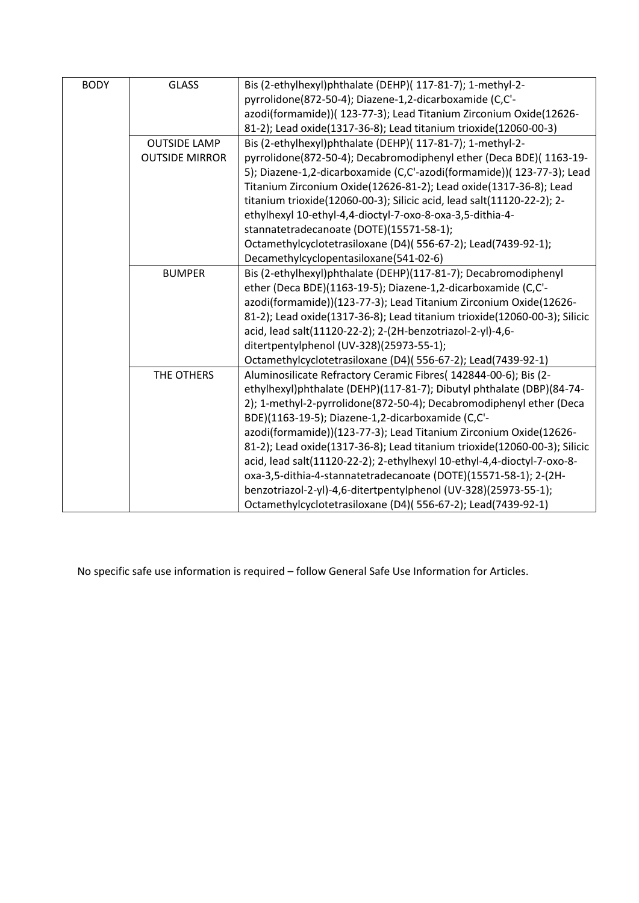| | | |
|---|---|---|
| BODY | GLASS | Bis (2-ethylhexyl)phthalate (DEHP)( 117-81-7); 1-methyl-2-pyrrolidone(872-50-4); Diazene-1,2-dicarboxamide (C,C'-azodi(formamide))( 123-77-3); Lead Titanium Zirconium Oxide(12626-81-2); Lead oxide(1317-36-8); Lead titanium trioxide(12060-00-3) |
| | OUTSIDE LAMP OUTSIDE MIRROR | Bis (2-ethylhexyl)phthalate (DEHP)( 117-81-7); 1-methyl-2-pyrrolidone(872-50-4); Decabromodiphenyl ether (Deca BDE)( 1163-19-5); Diazene-1,2-dicarboxamide (C,C'-azodi(formamide))( 123-77-3); Lead Titanium Zirconium Oxide(12626-81-2); Lead oxide(1317-36-8); Lead titanium trioxide(12060-00-3); Silicic acid, lead salt(11120-22-2); 2-ethylhexyl 10-ethyl-4,4-dioctyl-7-oxo-8-oxa-3,5-dithia-4-stannatetradecanoate (DOTE)(15571-58-1); Octamethylcyclotetrasiloxane (D4)( 556-67-2); Lead(7439-92-1); Decamethylcyclopentasiloxane(541-02-6) |
| | BUMPER | Bis (2-ethylhexyl)phthalate (DEHP)(117-81-7); Decabromodiphenyl ether (Deca BDE)(1163-19-5); Diazene-1,2-dicarboxamide (C,C'-azodi(formamide))(123-77-3); Lead Titanium Zirconium Oxide(12626-81-2); Lead oxide(1317-36-8); Lead titanium trioxide(12060-00-3); Silicic acid, lead salt(11120-22-2); 2-(2H-benzotriazol-2-yl)-4,6-ditertpentylphenol (UV-328)(25973-55-1); Octamethylcyclotetrasiloxane (D4)( 556-67-2); Lead(7439-92-1) |
| | THE OTHERS | Aluminosilicate Refractory Ceramic Fibres( 142844-00-6); Bis (2-ethylhexyl)phthalate (DEHP)(117-81-7); Dibutyl phthalate (DBP)(84-74-2); 1-methyl-2-pyrrolidone(872-50-4); Decabromodiphenyl ether (Deca BDE)(1163-19-5); Diazene-1,2-dicarboxamide (C,C'-azodi(formamide))(123-77-3); Lead Titanium Zirconium Oxide(12626-81-2); Lead oxide(1317-36-8); Lead titanium trioxide(12060-00-3); Silicic acid, lead salt(11120-22-2); 2-ethylhexyl 10-ethyl-4,4-dioctyl-7-oxo-8-oxa-3,5-dithia-4-stannatetradecanoate (DOTE)(15571-58-1); 2-(2H-benzotriazol-2-yl)-4,6-ditertpentylphenol (UV-328)(25973-55-1); Octamethylcyclotetrasiloxane (D4)( 556-67-2); Lead(7439-92-1) |

No specific safe use information is required – follow General Safe Use Information for Articles.